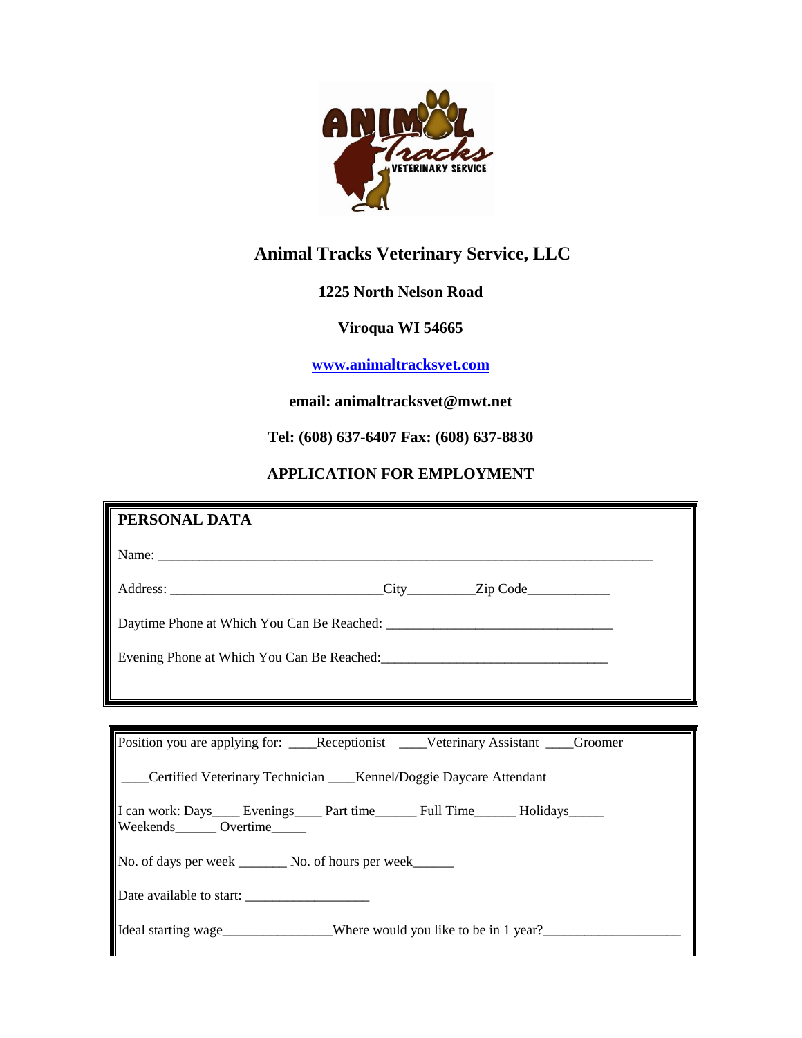# Animal Tracks Veterinary Service, LLC

**1225 North Nelson Road**

**Viroqua WI 54665**

**www.animaltracksvet.com**

**email: animaltracksvet@mwt.net**

**Tel: (608) 637-6407 Fax: (608) 637-8830**

## APPLICATION FOR EMPLOYMENT

### PERSONAL DATA

Name: ___________________________________________________________________________

Address: ______________________________City_________Zip Code___________

Daytime Phone at Which You Can Be Reached: _________________________________

Evening Phone at Which You Can Be Reached:_________________________________

---

Position you are applying for: ____Receptionist ____Veterinary Assistant ____Groomer

____Certified Veterinary Technician ____Kennel/Doggie Daycare Attendant

I can work: Days____ Evenings____ Part time______ Full Time______ Holidays_____ Weekends______ Overtime_____

No. of days per week _______ No. of hours per week______

Date available to start: __________________

Ideal starting wage________________Where would you like to be in 1 year?____________________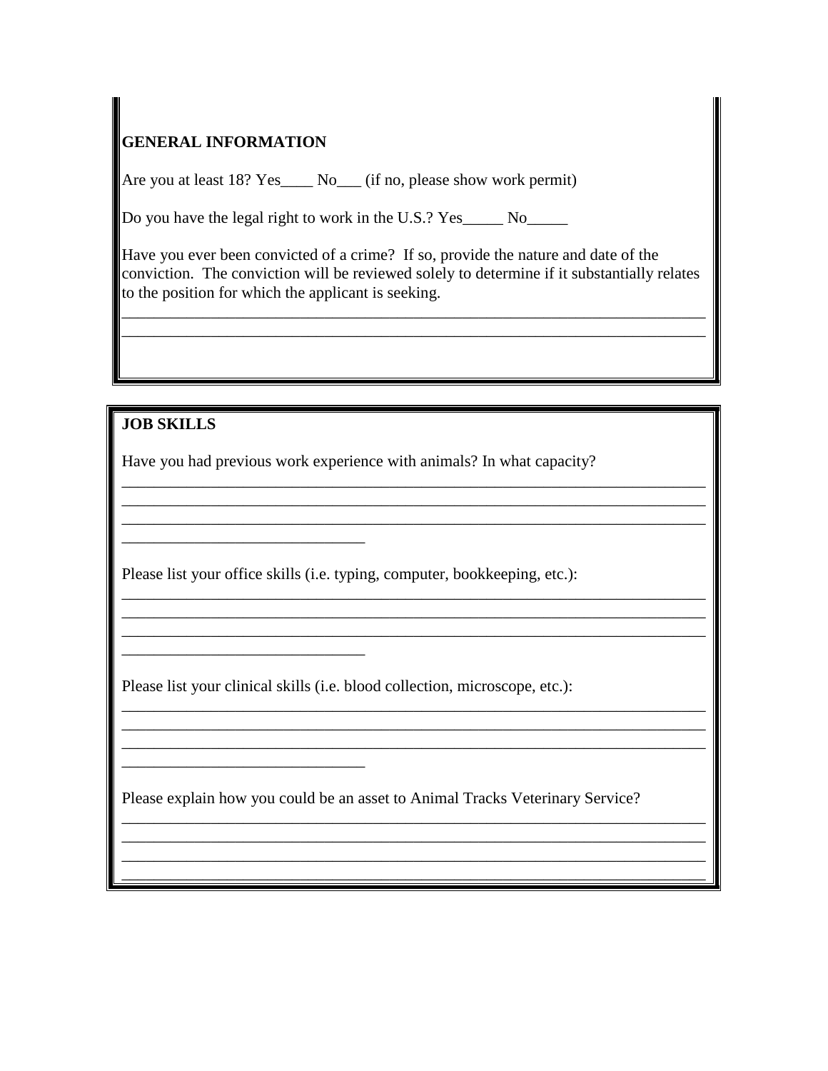**GENERAL INFORMATION**

Are you at least 18? Yes____ No___ (if no, please show work permit)

Do you have the legal right to work in the U.S.? Yes_____ No_____

Have you ever been convicted of a crime? If so, provide the nature and date of the conviction. The conviction will be reviewed solely to determine if it substantially relates to the position for which the applicant is seeking.

___________________________________________________________________________
___________________________________________________________________________

**JOB SKILLS**

Have you had previous work experience with animals? In what capacity?

___________________________________________________________________________
___________________________________________________________________________
___________________________________________________________________________
______________________________

Please list your office skills (i.e. typing, computer, bookkeeping, etc.):

___________________________________________________________________________
___________________________________________________________________________
___________________________________________________________________________
______________________________

Please list your clinical skills (i.e. blood collection, microscope, etc.):

___________________________________________________________________________
___________________________________________________________________________
___________________________________________________________________________
______________________________

Please explain how you could be an asset to Animal Tracks Veterinary Service?

___________________________________________________________________________
___________________________________________________________________________
___________________________________________________________________________
___________________________________________________________________________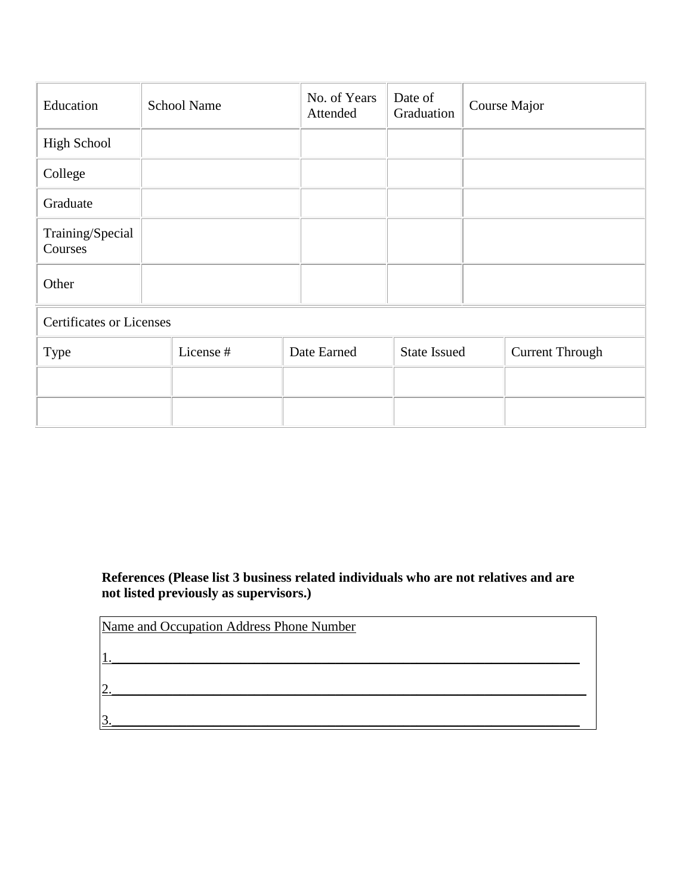| Education | School Name | No. of Years Attended | Date of Graduation | Course Major |
|---|---|---|---|---|
| High School | | | | |
| College | | | | |
| Graduate | | | | |
| Training/Special Courses | | | | |
| Other | | | | |

| Certificates or Licenses | | | | |
|---|---|---|---|---|
| Type | License # | Date Earned | State Issued | Current Through |
| | | | | |
| | | | | |

**References (Please list 3 business related individuals who are not relatives and are not listed previously as supervisors.)**

Name and Occupation Address Phone Number

1.______________________________________________________________________

2.______________________________________________________________________

3.______________________________________________________________________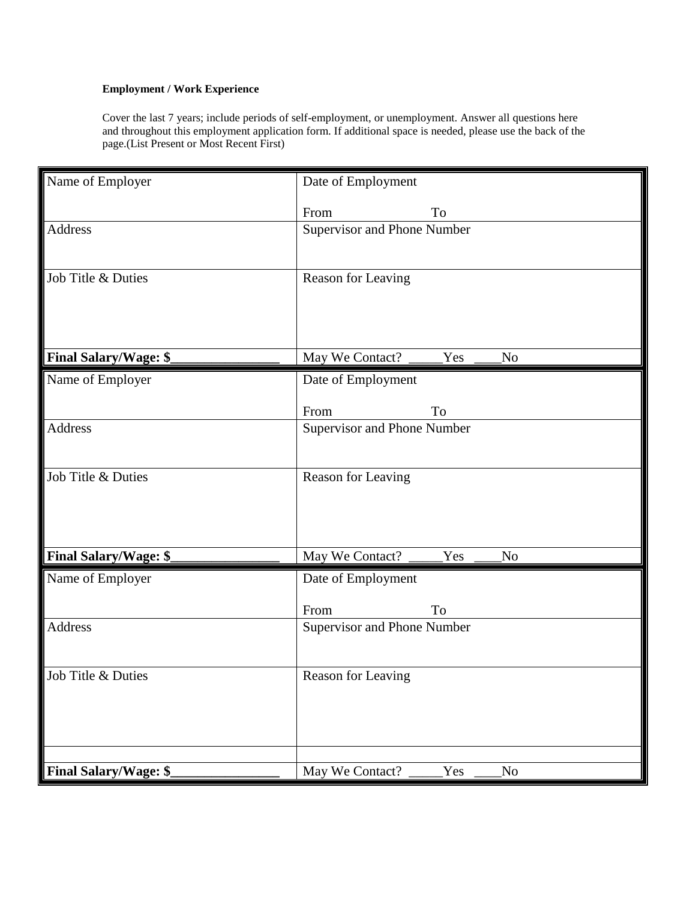**Employment / Work Experience**

Cover the last 7 years; include periods of self-employment, or unemployment. Answer all questions here and throughout this employment application form. If additional space is needed, please use the back of the page.(List Present or Most Recent First)

| Name of Employer | Date of Employment<br><br>From To |
|---|---|
| Address | Supervisor and Phone Number |
| Job Title & Duties | Reason for Leaving |
| **Final Salary/Wage: $\_\_\_\_\_\_\_\_\_\_\_\_\_\_\_\_** | May We Contact? \_\_\_\_\_Yes \_\_\_\_No |

| Name of Employer | Date of Employment<br><br>From To |
|---|---|
| Address | Supervisor and Phone Number |
| Job Title & Duties | Reason for Leaving |
| **Final Salary/Wage: $\_\_\_\_\_\_\_\_\_\_\_\_\_\_\_\_** | May We Contact? \_\_\_\_\_Yes \_\_\_\_No |

| Name of Employer | Date of Employment<br><br>From To |
|---|---|
| Address | Supervisor and Phone Number |
| Job Title & Duties | Reason for Leaving |
| | |
| **Final Salary/Wage: $\_\_\_\_\_\_\_\_\_\_\_\_\_\_\_\_** | May We Contact? \_\_\_\_\_Yes \_\_\_\_No |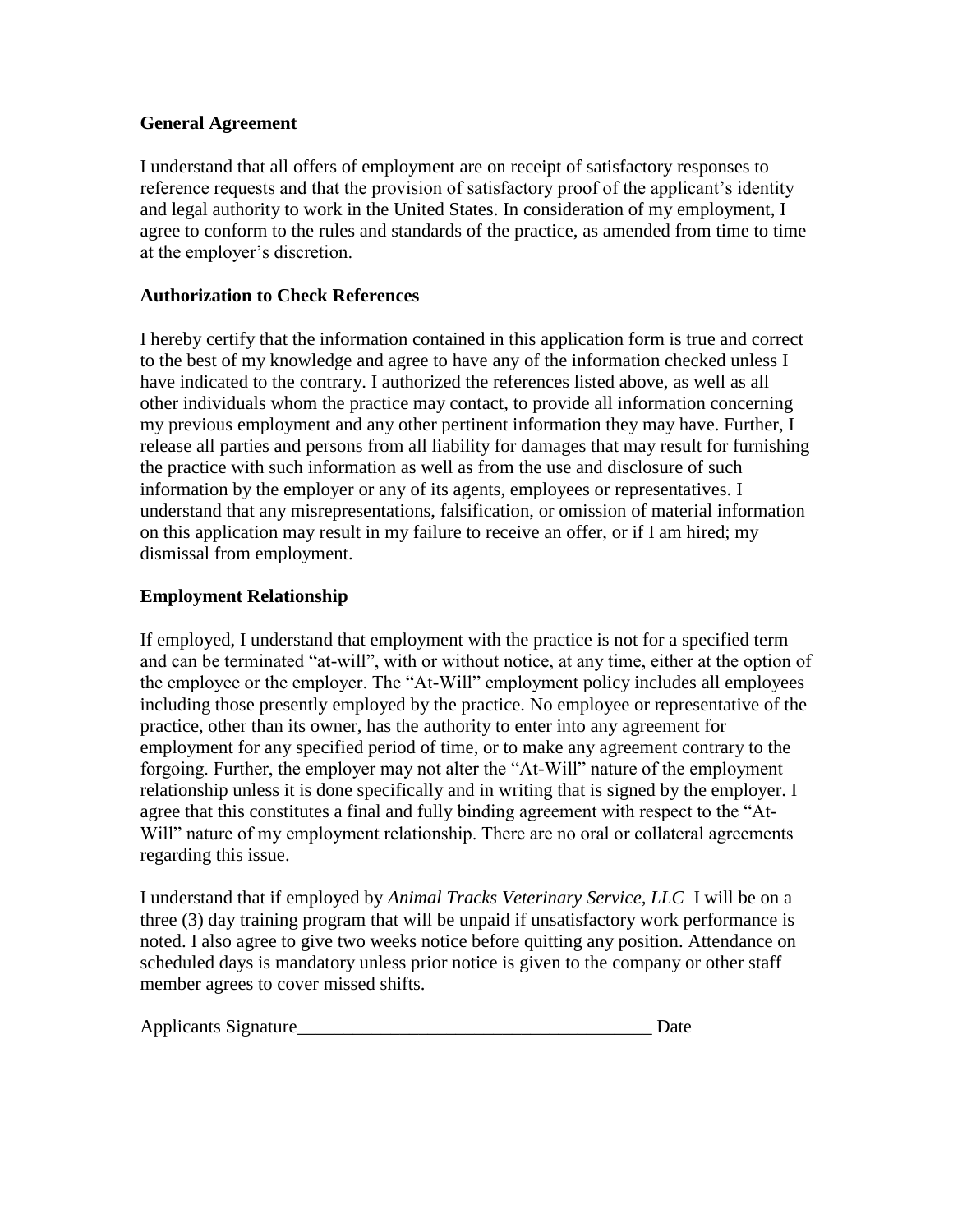### General Agreement

I understand that all offers of employment are on receipt of satisfactory responses to reference requests and that the provision of satisfactory proof of the applicant's identity and legal authority to work in the United States. In consideration of my employment, I agree to conform to the rules and standards of the practice, as amended from time to time at the employer's discretion.

### Authorization to Check References

I hereby certify that the information contained in this application form is true and correct to the best of my knowledge and agree to have any of the information checked unless I have indicated to the contrary. I authorized the references listed above, as well as all other individuals whom the practice may contact, to provide all information concerning my previous employment and any other pertinent information they may have. Further, I release all parties and persons from all liability for damages that may result for furnishing the practice with such information as well as from the use and disclosure of such information by the employer or any of its agents, employees or representatives. I understand that any misrepresentations, falsification, or omission of material information on this application may result in my failure to receive an offer, or if I am hired; my dismissal from employment.

### Employment Relationship

If employed, I understand that employment with the practice is not for a specified term and can be terminated "at-will", with or without notice, at any time, either at the option of the employee or the employer. The "At-Will" employment policy includes all employees including those presently employed by the practice. No employee or representative of the practice, other than its owner, has the authority to enter into any agreement for employment for any specified period of time, or to make any agreement contrary to the forgoing. Further, the employer may not alter the "At-Will" nature of the employment relationship unless it is done specifically and in writing that is signed by the employer. I agree that this constitutes a final and fully binding agreement with respect to the "At-Will" nature of my employment relationship. There are no oral or collateral agreements regarding this issue.

I understand that if employed by *Animal Tracks Veterinary Service, LLC* I will be on a three (3) day training program that will be unpaid if unsatisfactory work performance is noted. I also agree to give two weeks notice before quitting any position. Attendance on scheduled days is mandatory unless prior notice is given to the company or other staff member agrees to cover missed shifts.

Applicants Signature_______________________________________ Date